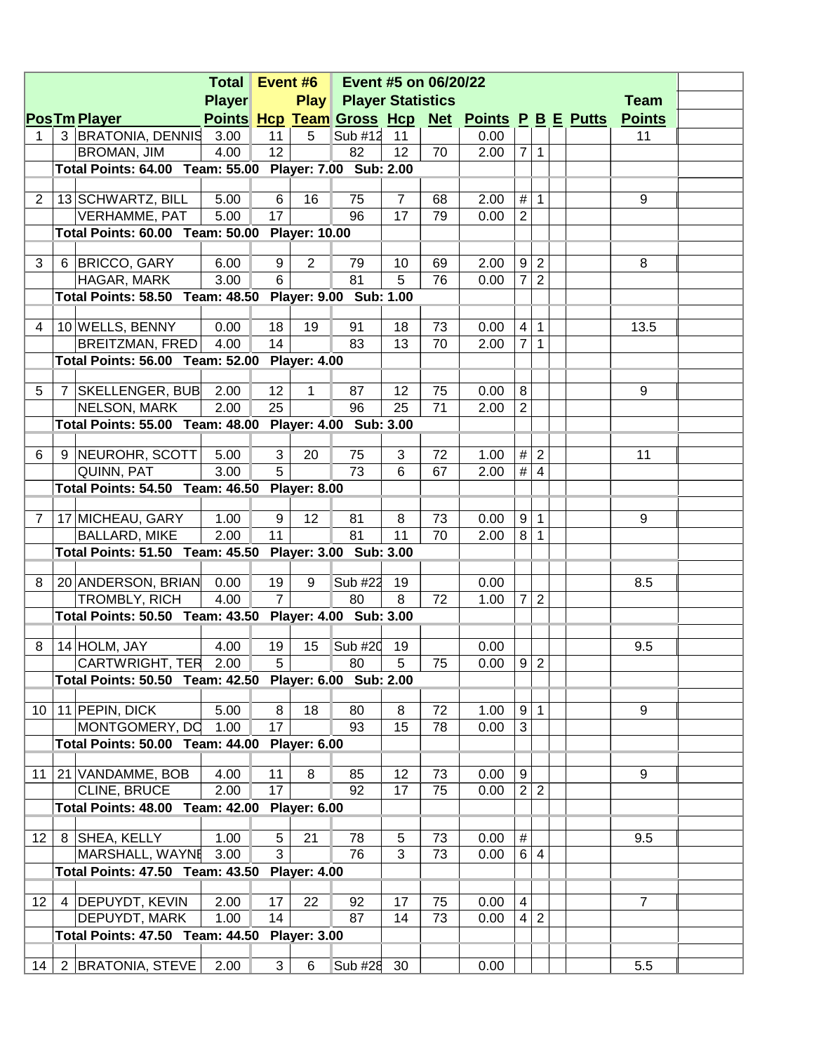| Pos | Tm | Player | Total Player Points | Event #6 Hcp | Play Team | Event #5 on 06/20/22 Player Statistics Gross | Hcp | Net | Points | P | B | E | Putts | Team Points |
|---|---|---|---|---|---|---|---|---|---|---|---|---|---|---|
| 1 | 3 | BRATONIA, DENNIS | 3.00 | 11 | 5 | Sub #12 | 11 | | 0.00 | | | | | 11 |
| | | BROMAN, JIM | 4.00 | 12 | | 82 | 12 | 70 | 2.00 | 7 | 1 | | | |
| | Total Points: 64.00 Team: 55.00 Player: 7.00 Sub: 2.00 | | | | | | | | | | | | | |
| 2 | 13 | SCHWARTZ, BILL | 5.00 | 6 | 16 | 75 | 7 | 68 | 2.00 | # | 1 | | | 9 |
| | | VERHAMME, PAT | 5.00 | 17 | | 96 | 17 | 79 | 0.00 | 2 | | | | |
| | Total Points: 60.00 Team: 50.00 Player: 10.00 | | | | | | | | | | | | | |
| 3 | 6 | BRICCO, GARY | 6.00 | 9 | 2 | 79 | 10 | 69 | 2.00 | 9 | 2 | | | 8 |
| | | HAGAR, MARK | 3.00 | 6 | | 81 | 5 | 76 | 0.00 | 7 | 2 | | | |
| | Total Points: 58.50 Team: 48.50 Player: 9.00 Sub: 1.00 | | | | | | | | | | | | | |
| 4 | 10 | WELLS, BENNY | 0.00 | 18 | 19 | 91 | 18 | 73 | 0.00 | 4 | 1 | | | 13.5 |
| | | BREITZMAN, FRED | 4.00 | 14 | | 83 | 13 | 70 | 2.00 | 7 | 1 | | | |
| | Total Points: 56.00 Team: 52.00 Player: 4.00 | | | | | | | | | | | | | |
| 5 | 7 | SKELLENGER, BUB | 2.00 | 12 | 1 | 87 | 12 | 75 | 0.00 | 8 | | | | 9 |
| | | NELSON, MARK | 2.00 | 25 | | 96 | 25 | 71 | 2.00 | 2 | | | | |
| | Total Points: 55.00 Team: 48.00 Player: 4.00 Sub: 3.00 | | | | | | | | | | | | | |
| 6 | 9 | NEUROHR, SCOTT | 5.00 | 3 | 20 | 75 | 3 | 72 | 1.00 | # | 2 | | | 11 |
| | | QUINN, PAT | 3.00 | 5 | | 73 | 6 | 67 | 2.00 | # | 4 | | | |
| | Total Points: 54.50 Team: 46.50 Player: 8.00 | | | | | | | | | | | | | |
| 7 | 17 | MICHEAU, GARY | 1.00 | 9 | 12 | 81 | 8 | 73 | 0.00 | 9 | 1 | | | 9 |
| | | BALLARD, MIKE | 2.00 | 11 | | 81 | 11 | 70 | 2.00 | 8 | 1 | | | |
| | Total Points: 51.50 Team: 45.50 Player: 3.00 Sub: 3.00 | | | | | | | | | | | | | |
| 8 | 20 | ANDERSON, BRIAN | 0.00 | 19 | 9 | Sub #22 | 19 | | 0.00 | | | | | 8.5 |
| | | TROMBLY, RICH | 4.00 | 7 | | 80 | 8 | 72 | 1.00 | 7 | 2 | | | |
| | Total Points: 50.50 Team: 43.50 Player: 4.00 Sub: 3.00 | | | | | | | | | | | | | |
| 8 | 14 | HOLM, JAY | 4.00 | 19 | 15 | Sub #20 | 19 | | 0.00 | | | | | 9.5 |
| | | CARTWRIGHT, TER | 2.00 | 5 | | 80 | 5 | 75 | 0.00 | 9 | 2 | | | |
| | Total Points: 50.50 Team: 42.50 Player: 6.00 Sub: 2.00 | | | | | | | | | | | | | |
| 10 | 11 | PEPIN, DICK | 5.00 | 8 | 18 | 80 | 8 | 72 | 1.00 | 9 | 1 | | | 9 |
| | | MONTGOMERY, DO | 1.00 | 17 | | 93 | 15 | 78 | 0.00 | 3 | | | | |
| | Total Points: 50.00 Team: 44.00 Player: 6.00 | | | | | | | | | | | | | |
| 11 | 21 | VANDAMME, BOB | 4.00 | 11 | 8 | 85 | 12 | 73 | 0.00 | 9 | | | | 9 |
| | | CLINE, BRUCE | 2.00 | 17 | | 92 | 17 | 75 | 0.00 | 2 | 2 | | | |
| | Total Points: 48.00 Team: 42.00 Player: 6.00 | | | | | | | | | | | | | |
| 12 | 8 | SHEA, KELLY | 1.00 | 5 | 21 | 78 | 5 | 73 | 0.00 | # | | | | 9.5 |
| | | MARSHALL, WAYNE | 3.00 | 3 | | 76 | 3 | 73 | 0.00 | 6 | 4 | | | |
| | Total Points: 47.50 Team: 43.50 Player: 4.00 | | | | | | | | | | | | | |
| 12 | 4 | DEPUYDT, KEVIN | 2.00 | 17 | 22 | 92 | 17 | 75 | 0.00 | 4 | | | | 7 |
| | | DEPUYDT, MARK | 1.00 | 14 | | 87 | 14 | 73 | 0.00 | 4 | 2 | | | |
| | Total Points: 47.50 Team: 44.50 Player: 3.00 | | | | | | | | | | | | | |
| 14 | 2 | BRATONIA, STEVE | 2.00 | 3 | 6 | Sub #28 | 30 | | 0.00 | | | | | 5.5 |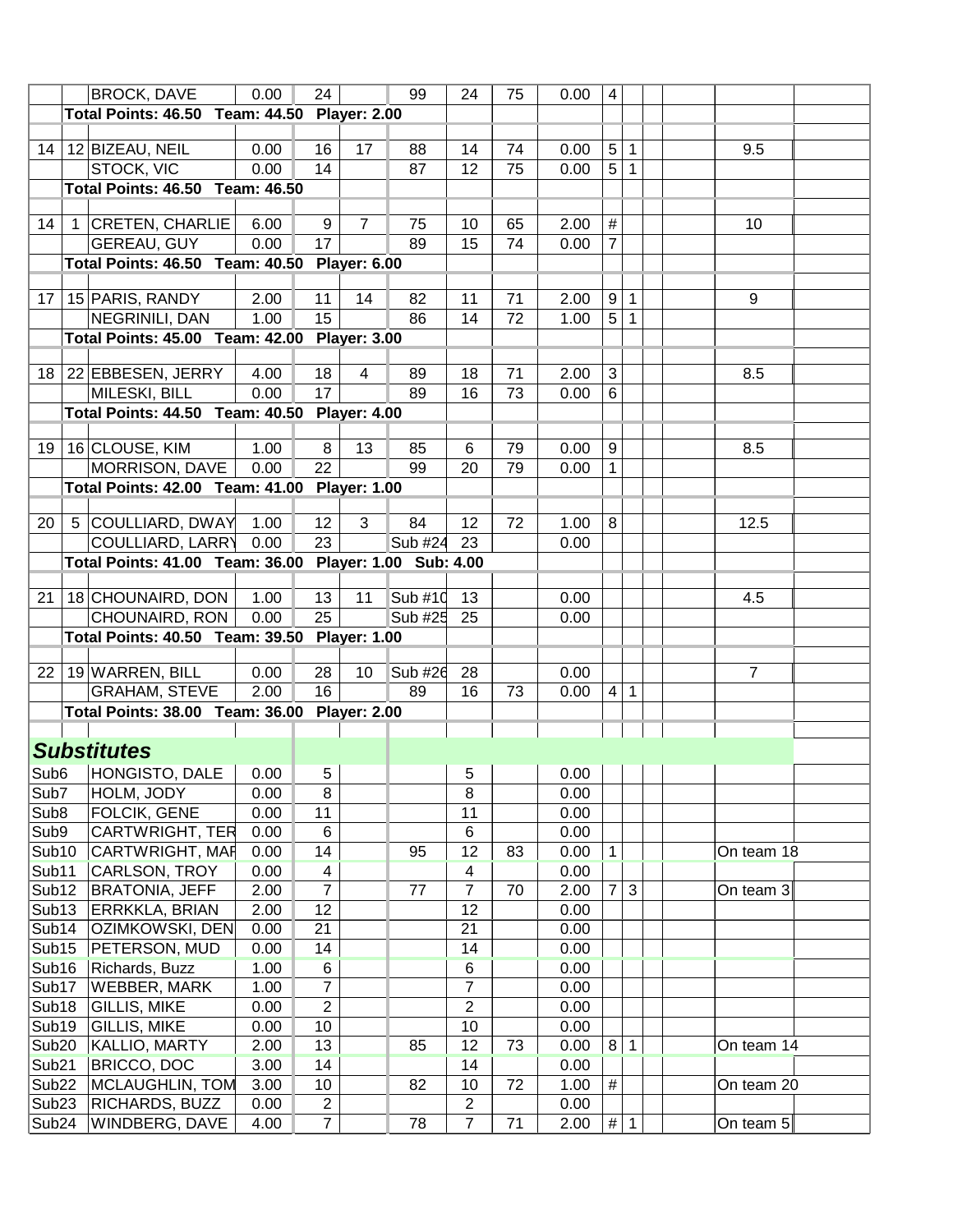| | | | | | | | | | | | | | | | |
|---|---|---|---|---|---|---|---|---|---|---|---|---|---|---|---|
| | | BROCK, DAVE | 0.00 | 24 | | 99 | 24 | 75 | 0.00 | 4 | | | | | |
| | Total Points: 46.50 Team: 44.50 Player: 2.00 | | | | | | | | | | | | | | |
| | | | | | | | | | | | | | | | |
| 14 | 12 | BIZEAU, NEIL | 0.00 | 16 | 17 | 88 | 14 | 74 | 0.00 | 5 | 1 | | | 9.5 | |
| | | STOCK, VIC | 0.00 | 14 | | 87 | 12 | 75 | 0.00 | 5 | 1 | | | | |
| | Total Points: 46.50 Team: 46.50 | | | | | | | | | | | | | | |
| | | | | | | | | | | | | | | | |
| 14 | 1 | CRETEN, CHARLIE | 6.00 | 9 | 7 | 75 | 10 | 65 | 2.00 | # | | | | 10 | |
| | | GEREAU, GUY | 0.00 | 17 | | 89 | 15 | 74 | 0.00 | 7 | | | | | |
| | Total Points: 46.50 Team: 40.50 Player: 6.00 | | | | | | | | | | | | | | |
| | | | | | | | | | | | | | | | |
| 17 | 15 | PARIS, RANDY | 2.00 | 11 | 14 | 82 | 11 | 71 | 2.00 | 9 | 1 | | | 9 | |
| | | NEGRINILI, DAN | 1.00 | 15 | | 86 | 14 | 72 | 1.00 | 5 | 1 | | | | |
| | Total Points: 45.00 Team: 42.00 Player: 3.00 | | | | | | | | | | | | | | |
| | | | | | | | | | | | | | | | |
| 18 | 22 | EBBESEN, JERRY | 4.00 | 18 | 4 | 89 | 18 | 71 | 2.00 | 3 | | | | 8.5 | |
| | | MILESKI, BILL | 0.00 | 17 | | 89 | 16 | 73 | 0.00 | 6 | | | | | |
| | Total Points: 44.50 Team: 40.50 Player: 4.00 | | | | | | | | | | | | | | |
| | | | | | | | | | | | | | | | |
| 19 | 16 | CLOUSE, KIM | 1.00 | 8 | 13 | 85 | 6 | 79 | 0.00 | 9 | | | | 8.5 | |
| | | MORRISON, DAVE | 0.00 | 22 | | 99 | 20 | 79 | 0.00 | 1 | | | | | |
| | Total Points: 42.00 Team: 41.00 Player: 1.00 | | | | | | | | | | | | | | |
| | | | | | | | | | | | | | | | |
| 20 | 5 | COULLIARD, DWAY | 1.00 | 12 | 3 | 84 | 12 | 72 | 1.00 | 8 | | | | 12.5 | |
| | | COULLIARD, LARRY | 0.00 | 23 | | Sub #24 | 23 | | 0.00 | | | | | | |
| | Total Points: 41.00 Team: 36.00 Player: 1.00 Sub: 4.00 | | | | | | | | | | | | | | |
| | | | | | | | | | | | | | | | |
| 21 | 18 | CHOUNAIRD, DON | 1.00 | 13 | 11 | Sub #10 | 13 | | 0.00 | | | | | 4.5 | |
| | | CHOUNAIRD, RON | 0.00 | 25 | | Sub #25 | 25 | | 0.00 | | | | | | |
| | Total Points: 40.50 Team: 39.50 Player: 1.00 | | | | | | | | | | | | | | |
| | | | | | | | | | | | | | | | |
| 22 | 19 | WARREN, BILL | 0.00 | 28 | 10 | Sub #26 | 28 | | 0.00 | | | | | 7 | |
| | | GRAHAM, STEVE | 2.00 | 16 | | 89 | 16 | 73 | 0.00 | 4 | 1 | | | | |
| | Total Points: 38.00 Team: 36.00 Player: 2.00 | | | | | | | | | | | | | | |

## *Substitutes*

| | | | | | | | | | | | | | | |
|---|---|---|---|---|---|---|---|---|---|---|---|---|---|---|
| Sub6 | HONGISTO, DALE | 0.00 | 5 | | | 5 | | 0.00 | | | | | | |
| Sub7 | HOLM, JODY | 0.00 | 8 | | | 8 | | 0.00 | | | | | | |
| Sub8 | FOLCIK, GENE | 0.00 | 11 | | | 11 | | 0.00 | | | | | | |
| Sub9 | CARTWRIGHT, TER | 0.00 | 6 | | | 6 | | 0.00 | | | | | | |
| Sub10 | CARTWRIGHT, MAR | 0.00 | 14 | | 95 | 12 | 83 | 0.00 | 1 | | | | On team 18 | |
| Sub11 | CARLSON, TROY | 0.00 | 4 | | | 4 | | 0.00 | | | | | | |
| Sub12 | BRATONIA, JEFF | 2.00 | 7 | | 77 | 7 | 70 | 2.00 | 7 | 3 | | | On team 3 | |
| Sub13 | ERRKKLA, BRIAN | 2.00 | 12 | | | 12 | | 0.00 | | | | | | |
| Sub14 | OZIMKOWSKI, DEN | 0.00 | 21 | | | 21 | | 0.00 | | | | | | |
| Sub15 | PETERSON, MUD | 0.00 | 14 | | | 14 | | 0.00 | | | | | | |
| Sub16 | Richards, Buzz | 1.00 | 6 | | | 6 | | 0.00 | | | | | | |
| Sub17 | WEBBER, MARK | 1.00 | 7 | | | 7 | | 0.00 | | | | | | |
| Sub18 | GILLIS, MIKE | 0.00 | 2 | | | 2 | | 0.00 | | | | | | |
| Sub19 | GILLIS, MIKE | 0.00 | 10 | | | 10 | | 0.00 | | | | | | |
| Sub20 | KALLIO, MARTY | 2.00 | 13 | | 85 | 12 | 73 | 0.00 | 8 | 1 | | | On team 14 | |
| Sub21 | BRICCO, DOC | 3.00 | 14 | | | 14 | | 0.00 | | | | | | |
| Sub22 | MCLAUGHLIN, TOM | 3.00 | 10 | | 82 | 10 | 72 | 1.00 | # | | | | On team 20 | |
| Sub23 | RICHARDS, BUZZ | 0.00 | 2 | | | 2 | | 0.00 | | | | | | |
| Sub24 | WINDBERG, DAVE | 4.00 | 7 | | 78 | 7 | 71 | 2.00 | # | 1 | | | On team 5 | |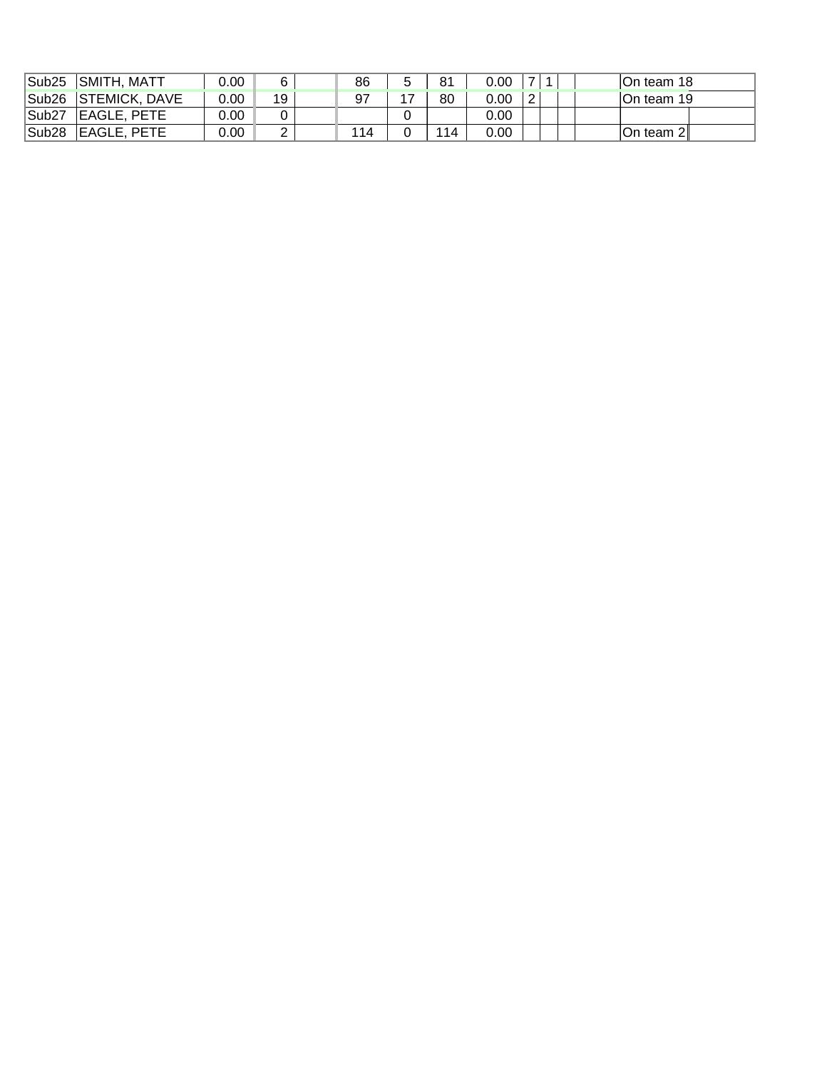| | | | | | | | | | | | | | | |
|---|---|---|---|---|---|---|---|---|---|---|---|---|---|---|
| Sub25 | SMITH, MATT | 0.00 | 6 | | 86 | 5 | 81 | 0.00 | 7 | 1 | | | On team 18 | |
| Sub26 | STEMICK, DAVE | 0.00 | 19 | | 97 | 17 | 80 | 0.00 | 2 | | | | On team 19 | |
| Sub27 | EAGLE, PETE | 0.00 | 0 | | | 0 | | 0.00 | | | | | | |
| Sub28 | EAGLE, PETE | 0.00 | 2 | | 114 | 0 | 114 | 0.00 | | | | | On team 2 | |